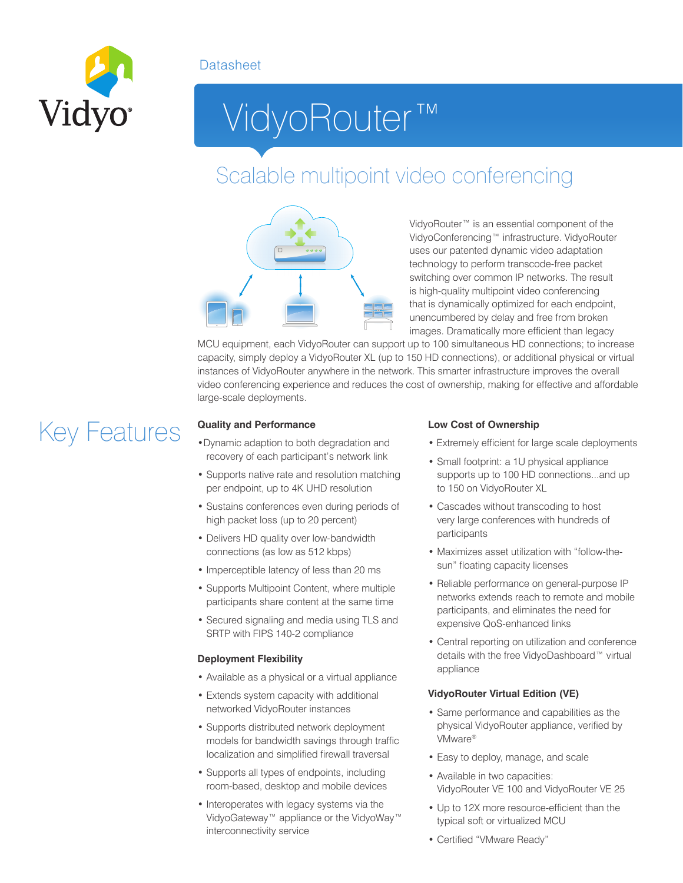Datasheet

# VidyoRouter™

## Scalable multipoint video conferencing

VidyoRouter™ is an essential component of the VidyoConferencing™ infrastructure. VidyoRouter uses our patented dynamic video adaptation technology to perform transcode-free packet switching over common IP networks. The result is high-quality multipoint video conferencing that is dynamically optimized for each endpoint, unencumbered by delay and free from broken images. Dramatically more efficient than legacy MCU equipment, each VidyoRouter can support up to 100 simultaneous HD connections; to increase capacity, simply deploy a VidyoRouter XL (up to 150 HD connections), or additional physical or virtual instances of VidyoRouter anywhere in the network. This smarter infrastructure improves the overall video conferencing experience and reduces the cost of ownership, making for effective and affordable large-scale deployments.

## Key Features

### Quality and Performance

- Dynamic adaption to both degradation and recovery of each participant's network link
- Supports native rate and resolution matching per endpoint, up to 4K UHD resolution
- Sustains conferences even during periods of high packet loss (up to 20 percent)
- Delivers HD quality over low-bandwidth connections (as low as 512 kbps)
- Imperceptible latency of less than 20 ms
- Supports Multipoint Content, where multiple participants share content at the same time
- Secured signaling and media using TLS and SRTP with FIPS 140-2 compliance

### Deployment Flexibility

- Available as a physical or a virtual appliance
- Extends system capacity with additional networked VidyoRouter instances
- Supports distributed network deployment models for bandwidth savings through traffic localization and simplified firewall traversal
- Supports all types of endpoints, including room-based, desktop and mobile devices
- Interoperates with legacy systems via the VidyoGateway™ appliance or the VidyoWay™ interconnectivity service

### Low Cost of Ownership

- Extremely efficient for large scale deployments
- Small footprint: a 1U physical appliance supports up to 100 HD connections...and up to 150 on VidyoRouter XL
- Cascades without transcoding to host very large conferences with hundreds of participants
- Maximizes asset utilization with "follow-the-sun" floating capacity licenses
- Reliable performance on general-purpose IP networks extends reach to remote and mobile participants, and eliminates the need for expensive QoS-enhanced links
- Central reporting on utilization and conference details with the free VidyoDashboard™ virtual appliance

### VidyoRouter Virtual Edition (VE)

- Same performance and capabilities as the physical VidyoRouter appliance, verified by VMware®
- Easy to deploy, manage, and scale
- Available in two capacities: VidyoRouter VE 100 and VidyoRouter VE 25
- Up to 12X more resource-efficient than the typical soft or virtualized MCU
- Certified "VMware Ready"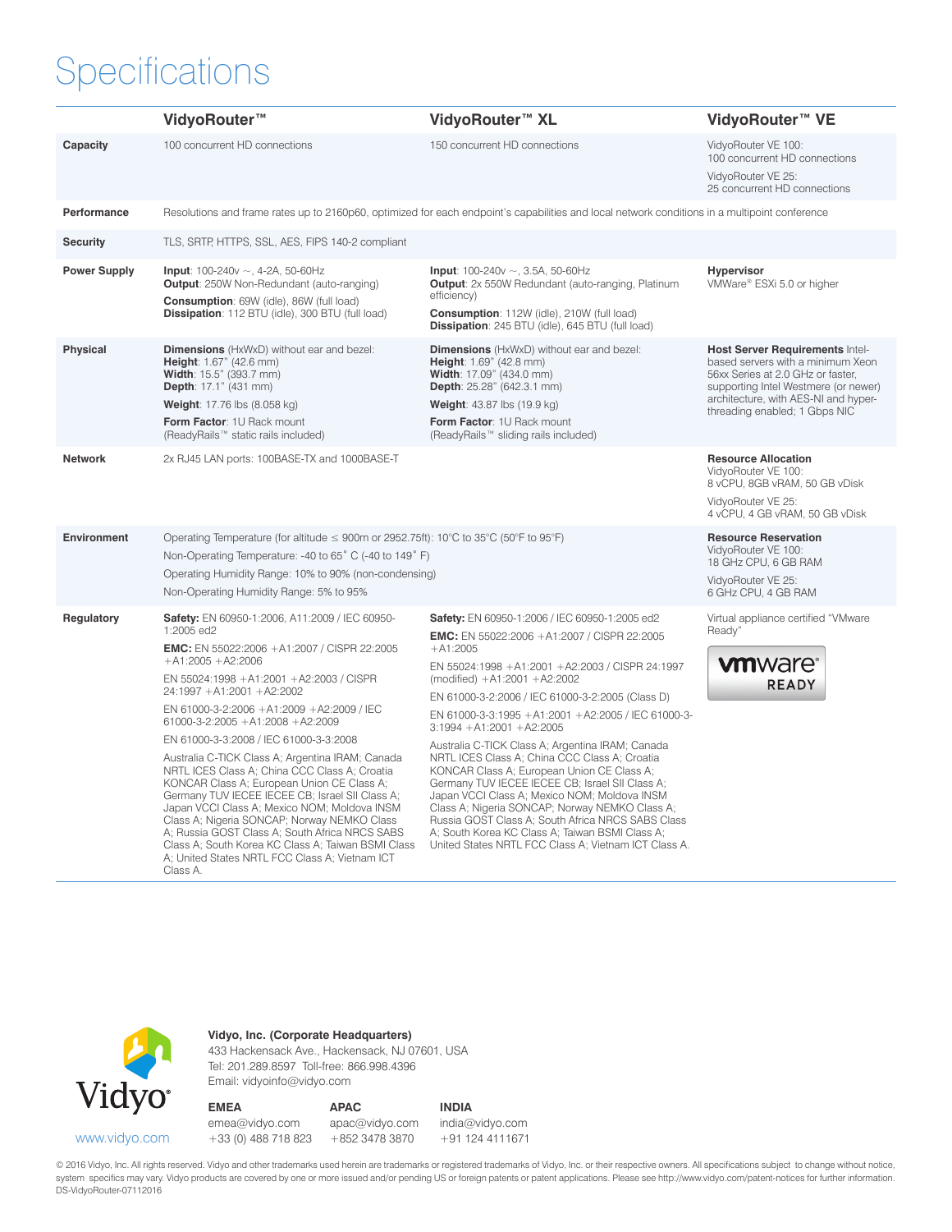# Specifications

| | VidyoRouter™ | VidyoRouter™ XL | VidyoRouter™ VE |
|---|---|---|---|
| **Capacity** | 100 concurrent HD connections | 150 concurrent HD connections | VidyoRouter VE 100: 100 concurrent HD connections<br>VidyoRouter VE 25: 25 concurrent HD connections |
| **Performance** | Resolutions and frame rates up to 2160p60, optimized for each endpoint's capabilities and local network conditions in a multipoint conference | | |
| **Security** | TLS, SRTP, HTTPS, SSL, AES, FIPS 140-2 compliant | | |
| **Power Supply** | **Input**: 100-240v ~, 4-2A, 50-60Hz<br>**Output**: 250W Non-Redundant (auto-ranging)<br>**Consumption**: 69W (idle), 86W (full load)<br>**Dissipation**: 112 BTU (idle), 300 BTU (full load) | **Input**: 100-240v ~, 3.5A, 50-60Hz<br>**Output**: 2x 550W Redundant (auto-ranging, Platinum efficiency)<br>**Consumption**: 112W (idle), 210W (full load)<br>**Dissipation**: 245 BTU (idle), 645 BTU (full load) | **Hypervisor**<br>VMWare® ESXi 5.0 or higher |
| **Physical** | **Dimensions** (HxWxD) without ear and bezel:<br>**Height**: 1.67" (42.6 mm)<br>**Width**: 15.5" (393.7 mm)<br>**Depth**: 17.1" (431 mm)<br>**Weight**: 17.76 lbs (8.058 kg)<br>**Form Factor**: 1U Rack mount (ReadyRails™ static rails included) | **Dimensions** (HxWxD) without ear and bezel:<br>**Height**: 1.69" (42.8 mm)<br>**Width**: 17.09" (434.0 mm)<br>**Depth**: 25.28" (642.3.1 mm)<br>**Weight**: 43.87 lbs (19.9 kg)<br>**Form Factor**: 1U Rack mount (ReadyRails™ sliding rails included) | **Host Server Requirements** Intel-based servers with a minimum Xeon 56xx Series at 2.0 GHz or faster, supporting Intel Westmere (or newer) architecture, with AES-NI and hyper-threading enabled; 1 Gbps NIC |
| **Network** | 2x RJ45 LAN ports: 100BASE-TX and 1000BASE-T | | **Resource Allocation**<br>VidyoRouter VE 100: 8 vCPU, 8GB vRAM, 50 GB vDisk<br>VidyoRouter VE 25: 4 vCPU, 4 GB vRAM, 50 GB vDisk |
| **Environment** | Operating Temperature (for altitude ≤ 900m or 2952.75ft): 10°C to 35°C (50°F to 95°F)<br>Non-Operating Temperature: -40 to 65˚ C (-40 to 149˚ F)<br>Operating Humidity Range: 10% to 90% (non-condensing)<br>Non-Operating Humidity Range: 5% to 95% | | **Resource Reservation**<br>VidyoRouter VE 100: 18 GHz CPU, 6 GB RAM<br>VidyoRouter VE 25: 6 GHz CPU, 4 GB RAM |
| **Regulatory** | **Safety:** EN 60950-1:2006, A11:2009 / IEC 60950-1:2005 ed2<br>**EMC:** EN 55022:2006 +A1:2007 / CISPR 22:2005 +A1:2005 +A2:2006<br>EN 55024:1998 +A1:2001 +A2:2003 / CISPR 24:1997 +A1:2001 +A2:2002<br>EN 61000-3-2:2006 +A1:2009 +A2:2009 / IEC 61000-3-2:2005 +A1:2008 +A2:2009<br>EN 61000-3-3:2008 / IEC 61000-3-3:2008<br>Australia C-TICK Class A; Argentina IRAM; Canada NRTL ICES Class A; China CCC Class A; Croatia KONCAR Class A; European Union CE Class A; Germany TUV IECEE IECEE CB; Israel SII Class A; Japan VCCI Class A; Mexico NOM; Moldova INSM Class A; Nigeria SONCAP; Norway NEMKO Class A; Russia GOST Class A; South Africa NRCS SABS Class A; South Korea KC Class A; Taiwan BSMI Class A; United States NRTL FCC Class A; Vietnam ICT Class A. | **Safety:** EN 60950-1:2006 / IEC 60950-1:2005 ed2<br>**EMC:** EN 55022:2006 +A1:2007 / CISPR 22:2005 +A1:2005<br>EN 55024:1998 +A1:2001 +A2:2003 / CISPR 24:1997 (modified) +A1:2001 +A2:2002<br>EN 61000-3-2:2006 / IEC 61000-3-2:2005 (Class D)<br>EN 61000-3-3:1995 +A1:2001 +A2:2005 / IEC 61000-3-3:1994 +A1:2001 +A2:2005<br>Australia C-TICK Class A; Argentina IRAM; Canada NRTL ICES Class A; China CCC Class A; Croatia KONCAR Class A; European Union CE Class A; Germany TUV IECEE IECEE CB; Israel SII Class A; Japan VCCI Class A; Mexico NOM; Moldova INSM Class A; Nigeria SONCAP; Norway NEMKO Class A; Russia GOST Class A; South Africa NRCS SABS Class A; South Korea KC Class A; Taiwan BSMI Class A; United States NRTL FCC Class A; Vietnam ICT Class A. | Virtual appliance certified "VMware Ready"<br>vmware® READY |

Vidyo®

www.vidyo.com

**Vidyo, Inc. (Corporate Headquarters)**
433 Hackensack Ave., Hackensack, NJ 07601, USA
Tel: 201.289.8597 Toll-free: 866.998.4396
Email: vidyoinfo@vidyo.com

**EMEA**
emea@vidyo.com
+33 (0) 488 718 823

**APAC**
apac@vidyo.com
+852 3478 3870

**INDIA**
india@vidyo.com
+91 124 4111671

© 2016 Vidyo, Inc. All rights reserved. Vidyo and other trademarks used herein are trademarks or registered trademarks of Vidyo, Inc. or their respective owners. All specifications subject to change without notice, system specifics may vary. Vidyo products are covered by one or more issued and/or pending US or foreign patents or patent applications. Please see http://www.vidyo.com/patent-notices for further information.
DS-VidyoRouter-07112016